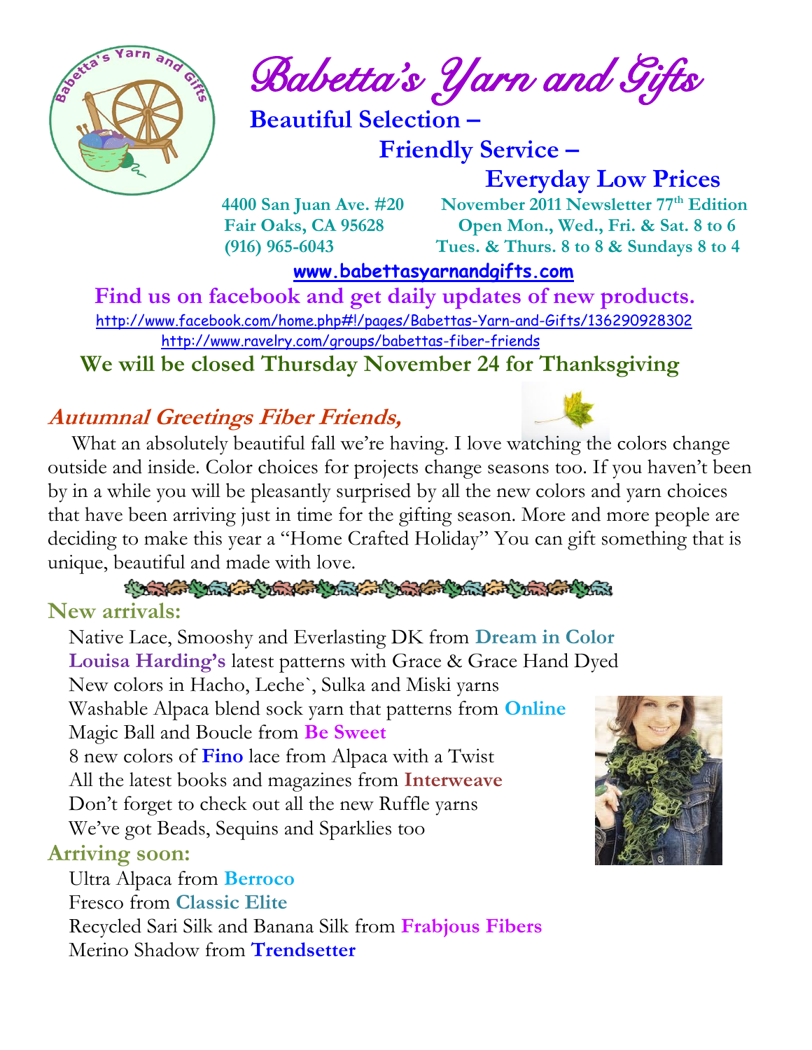# Babetta's Yarn and Gifts

**Beautiful Selection –**

**Friendly Service –**

**Everyday Low Prices**

**4400 San Juan Ave. #20**
**Fair Oaks, CA 95628**
**(916) 965-6043**

**November 2011 Newsletter 77th Edition**
**Open Mon., Wed., Fri. & Sat. 8 to 6**
**Tues. & Thurs. 8 to 8 & Sundays 8 to 4**

[www.babettasyarnandgifts.com](http://www.babettasyarnandgifts.com)

**Find us on facebook and get daily updates of new products.**

http://www.facebook.com/home.php#!/pages/Babettas-Yarn-and-Gifts/136290928302

http://www.ravelry.com/groups/babettas-fiber-friends

**We will be closed Thursday November 24 for Thanksgiving**

## *Autumnal Greetings Fiber Friends,*

What an absolutely beautiful fall we're having. I love watching the colors change outside and inside. Color choices for projects change seasons too. If you haven't been by in a while you will be pleasantly surprised by all the new colors and yarn choices that have been arriving just in time for the gifting season. More and more people are deciding to make this year a "Home Crafted Holiday" You can gift something that is unique, beautiful and made with love.

## New arrivals:

Native Lace, Smooshy and Everlasting DK from **Dream in Color**
**Louisa Harding's** latest patterns with Grace & Grace Hand Dyed
New colors in Hacho, Leche`, Sulka and Miski yarns
Washable Alpaca blend sock yarn that patterns from **Online**
Magic Ball and Boucle from **Be Sweet**
8 new colors of **Fino** lace from Alpaca with a Twist
All the latest books and magazines from **Interweave**
Don't forget to check out all the new Ruffle yarns
We've got Beads, Sequins and Sparklies too

## Arriving soon:

Ultra Alpaca from **Berroco**
Fresco from **Classic Elite**
Recycled Sari Silk and Banana Silk from **Frabjous Fibers**
Merino Shadow from **Trendsetter**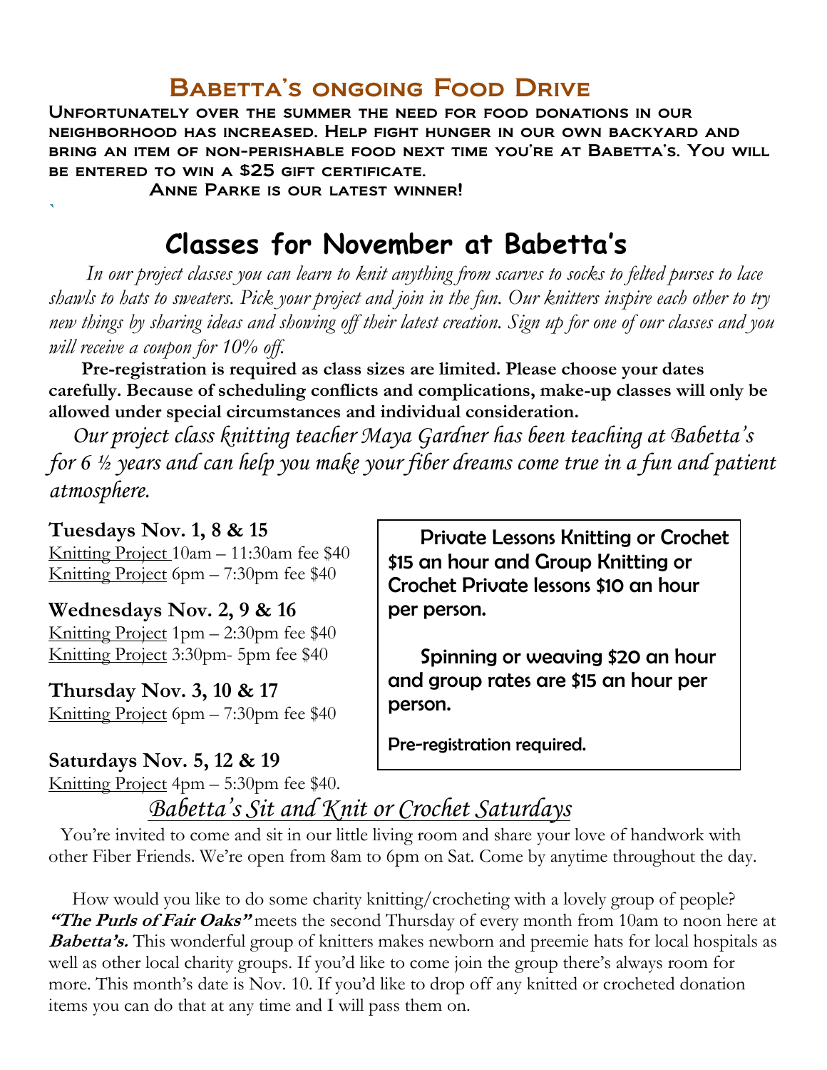## Babetta's ongoing Food Drive

**Unfortunately over the summer the need for food donations in our neighborhood has increased. Help fight hunger in our own backyard and bring an item of non-perishable food next time you're at Babetta's. You will be entered to win a $25 gift certificate.**

**Anne Parke is our latest winner!**

# Classes for November at Babetta's

*In our project classes you can learn to knit anything from scarves to socks to felted purses to lace shawls to hats to sweaters. Pick your project and join in the fun. Our knitters inspire each other to try new things by sharing ideas and showing off their latest creation. Sign up for one of our classes and you will receive a coupon for 10% off.*

**Pre-registration is required as class sizes are limited. Please choose your dates carefully. Because of scheduling conflicts and complications, make-up classes will only be allowed under special circumstances and individual consideration.**

*Our project class knitting teacher Maya Gardner has been teaching at Babetta's for 6 ½ years and can help you make your fiber dreams come true in a fun and patient atmosphere.*

**Tuesdays Nov. 1, 8 & 15**
Knitting Project 10am – 11:30am fee $40
Knitting Project 6pm – 7:30pm fee $40

**Wednesdays Nov. 2, 9 & 16**
Knitting Project 1pm – 2:30pm fee $40
Knitting Project 3:30pm- 5pm fee $40

**Thursday Nov. 3, 10 & 17**
Knitting Project 6pm – 7:30pm fee $40

**Saturdays Nov. 5, 12 & 19**
Knitting Project 4pm – 5:30pm fee $40.

Private Lessons Knitting or Crochet $15 an hour and Group Knitting or Crochet Private lessons $10 an hour per person.

Spinning or weaving $20 an hour and group rates are $15 an hour per person.

Pre-registration required.

## *Babetta's Sit and Knit or Crochet Saturdays*

You're invited to come and sit in our little living room and share your love of handwork with other Fiber Friends. We're open from 8am to 6pm on Sat. Come by anytime throughout the day.

How would you like to do some charity knitting/crocheting with a lovely group of people? ***"The Purls of Fair Oaks"*** meets the second Thursday of every month from 10am to noon here at ***Babetta's.*** This wonderful group of knitters makes newborn and preemie hats for local hospitals as well as other local charity groups. If you'd like to come join the group there's always room for more. This month's date is Nov. 10. If you'd like to drop off any knitted or crocheted donation items you can do that at any time and I will pass them on.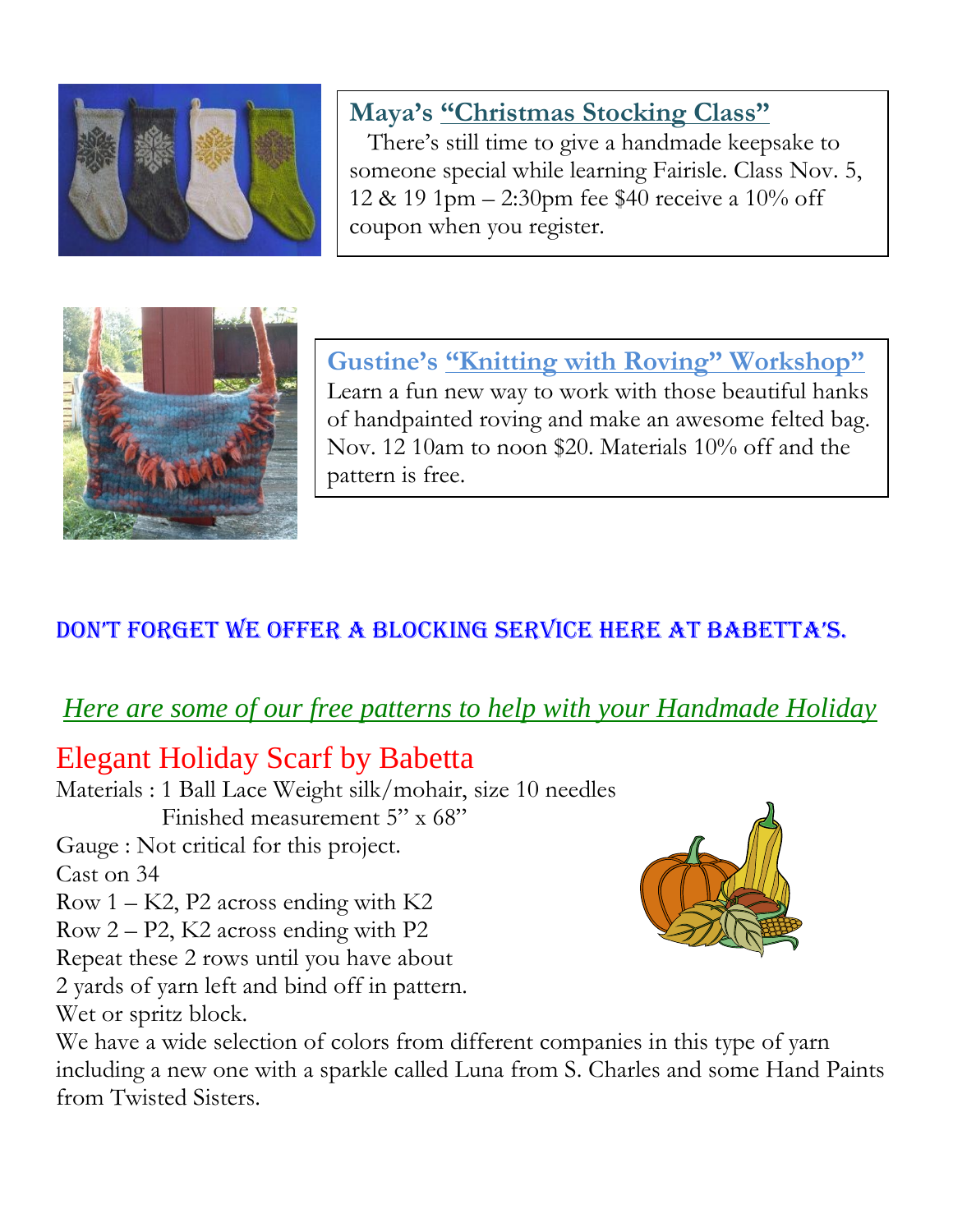## Maya's "Christmas Stocking Class"

There's still time to give a handmade keepsake to someone special while learning Fairisle. Class Nov. 5, 12 & 19 1pm – 2:30pm fee $40 receive a 10% off coupon when you register.

## Gustine's "Knitting with Roving" Workshop

Learn a fun new way to work with those beautiful hanks of handpainted roving and make an awesome felted bag. Nov. 12 10am to noon $20. Materials 10% off and the pattern is free.

**DON'T FORGET WE OFFER A BLOCKING SERVICE HERE AT BABETTA'S.**

*Here are some of our free patterns to help with your Handmade Holiday*

## Elegant Holiday Scarf by Babetta

Materials : 1 Ball Lace Weight silk/mohair, size 10 needles
Finished measurement 5" x 68"
Gauge : Not critical for this project.
Cast on 34
Row 1 – K2, P2 across ending with K2
Row 2 – P2, K2 across ending with P2
Repeat these 2 rows until you have about 2 yards of yarn left and bind off in pattern.
Wet or spritz block.

We have a wide selection of colors from different companies in this type of yarn including a new one with a sparkle called Luna from S. Charles and some Hand Paints from Twisted Sisters.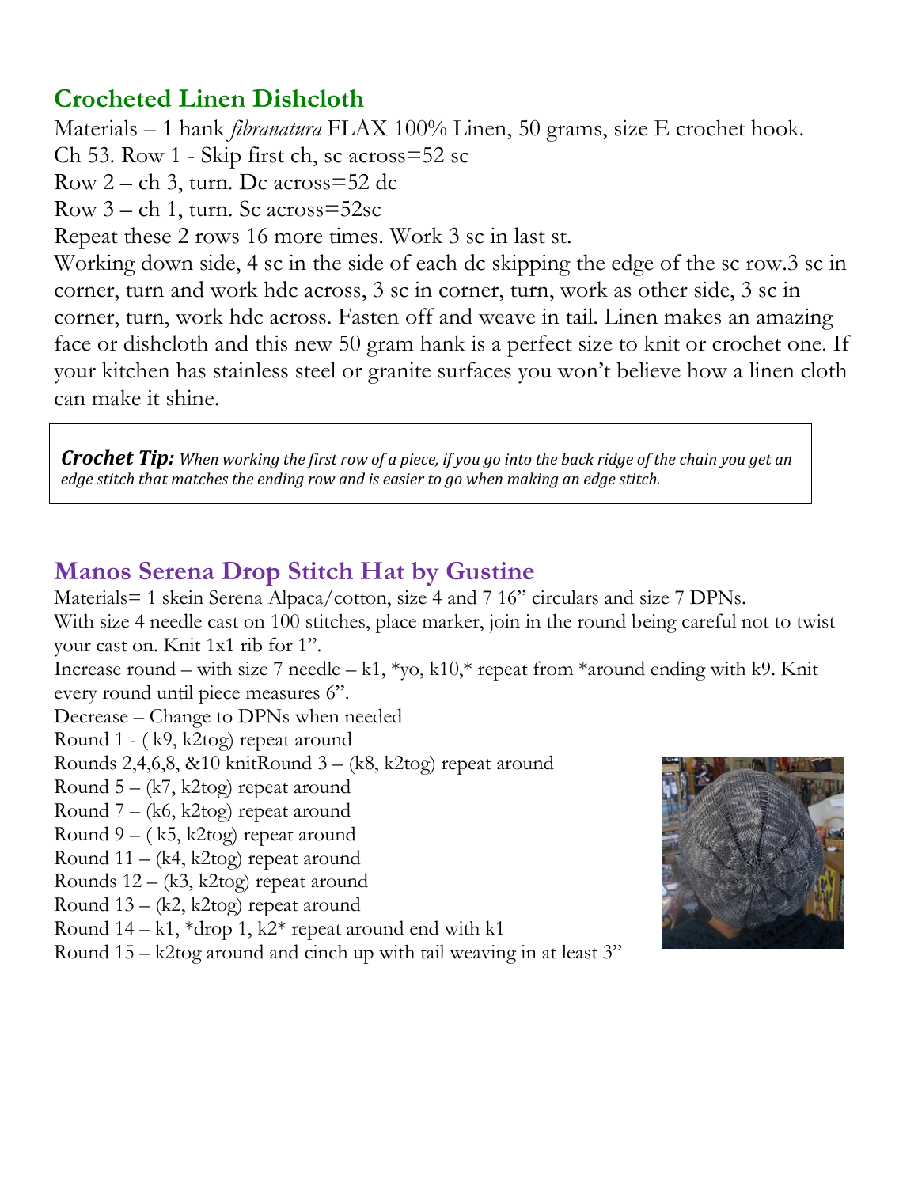## Crocheted Linen Dishcloth

Materials – 1 hank *fibranatura* FLAX 100% Linen, 50 grams, size E crochet hook.

Ch 53. Row 1 - Skip first ch, sc across=52 sc

Row 2 – ch 3, turn. Dc across=52 dc

Row 3 – ch 1, turn. Sc across=52sc

Repeat these 2 rows 16 more times. Work 3 sc in last st.

Working down side, 4 sc in the side of each dc skipping the edge of the sc row.3 sc in corner, turn and work hdc across, 3 sc in corner, turn, work as other side, 3 sc in corner, turn, work hdc across. Fasten off and weave in tail. Linen makes an amazing face or dishcloth and this new 50 gram hank is a perfect size to knit or crochet one. If your kitchen has stainless steel or granite surfaces you won't believe how a linen cloth can make it shine.

> ***Crochet Tip:*** *When working the first row of a piece, if you go into the back ridge of the chain you get an edge stitch that matches the ending row and is easier to go when making an edge stitch.*

## Manos Serena Drop Stitch Hat by Gustine

Materials= 1 skein Serena Alpaca/cotton, size 4 and 7 16" circulars and size 7 DPNs.

With size 4 needle cast on 100 stitches, place marker, join in the round being careful not to twist your cast on. Knit 1x1 rib for 1".

Increase round – with size 7 needle – k1, *yo, k10,* repeat from *around ending with k9. Knit every round until piece measures 6".

Decrease – Change to DPNs when needed

Round 1 - ( k9, k2tog) repeat around

Rounds 2,4,6,8, &10 knitRound 3 – (k8, k2tog) repeat around

Round 5 – (k7, k2tog) repeat around

Round 7 – (k6, k2tog) repeat around

Round 9 – ( k5, k2tog) repeat around

Round 11 – (k4, k2tog) repeat around

Rounds 12 – (k3, k2tog) repeat around

Round 13 – (k2, k2tog) repeat around

Round 14 – k1, *drop 1, k2* repeat around end with k1

Round 15 – k2tog around and cinch up with tail weaving in at least 3"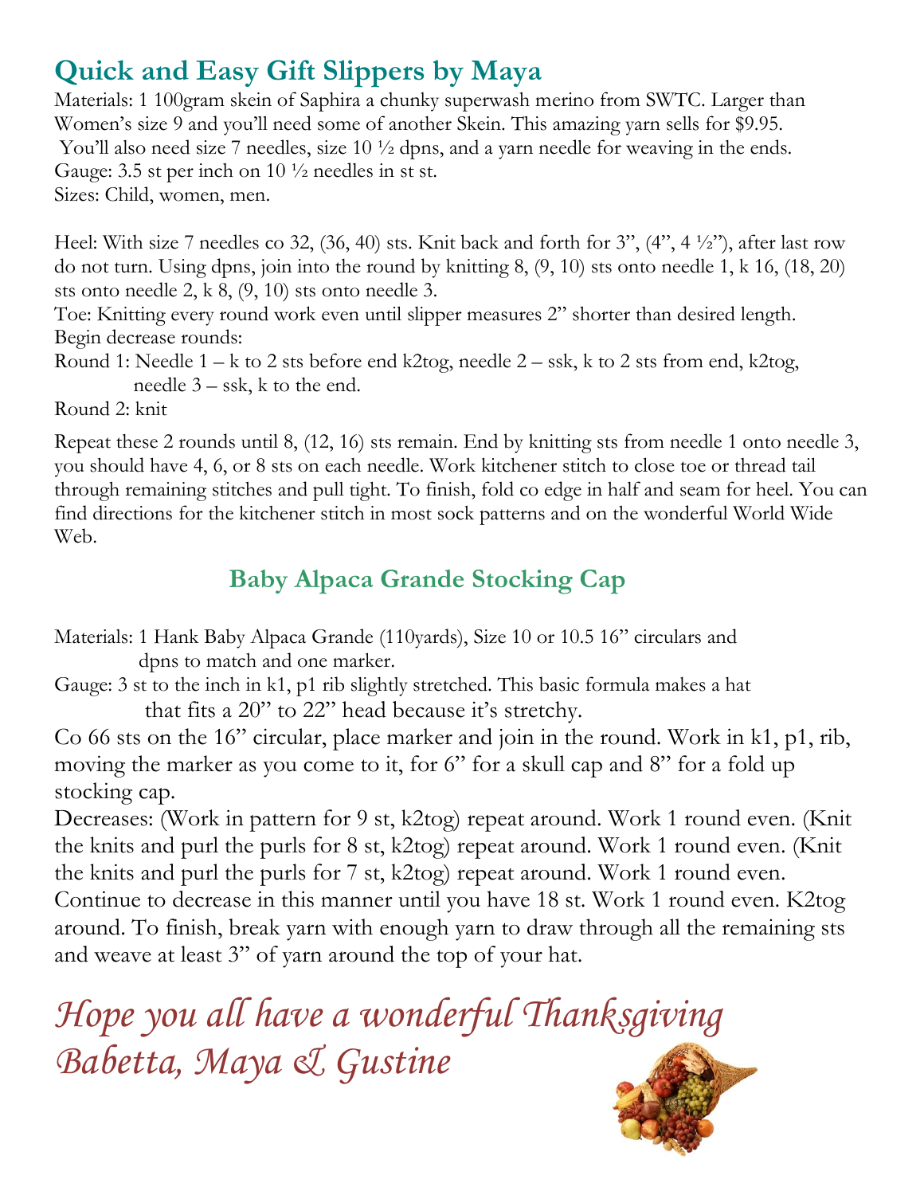## Quick and Easy Gift Slippers by Maya

Materials: 1 100gram skein of Saphira a chunky superwash merino from SWTC. Larger than Women's size 9 and you'll need some of another Skein. This amazing yarn sells for $9.95.
You'll also need size 7 needles, size 10 ½ dpns, and a yarn needle for weaving in the ends.
Gauge: 3.5 st per inch on 10 ½ needles in st st.
Sizes: Child, women, men.

Heel: With size 7 needles co 32, (36, 40) sts. Knit back and forth for 3", (4", 4 ½"), after last row do not turn. Using dpns, join into the round by knitting 8, (9, 10) sts onto needle 1, k 16, (18, 20) sts onto needle 2, k 8, (9, 10) sts onto needle 3.
Toe: Knitting every round work even until slipper measures 2" shorter than desired length.
Begin decrease rounds:
Round 1: Needle 1 – k to 2 sts before end k2tog, needle 2 – ssk, k to 2 sts from end, k2tog, needle 3 – ssk, k to the end.
Round 2: knit

Repeat these 2 rounds until 8, (12, 16) sts remain. End by knitting sts from needle 1 onto needle 3, you should have 4, 6, or 8 sts on each needle. Work kitchener stitch to close toe or thread tail through remaining stitches and pull tight. To finish, fold co edge in half and seam for heel. You can find directions for the kitchener stitch in most sock patterns and on the wonderful World Wide Web.

## Baby Alpaca Grande Stocking Cap

Materials: 1 Hank Baby Alpaca Grande (110yards), Size 10 or 10.5 16" circulars and dpns to match and one marker.
Gauge: 3 st to the inch in k1, p1 rib slightly stretched. This basic formula makes a hat that fits a 20" to 22" head because it's stretchy.
Co 66 sts on the 16" circular, place marker and join in the round. Work in k1, p1, rib, moving the marker as you come to it, for 6" for a skull cap and 8" for a fold up stocking cap.
Decreases: (Work in pattern for 9 st, k2tog) repeat around. Work 1 round even. (Knit the knits and purl the purls for 8 st, k2tog) repeat around. Work 1 round even. (Knit the knits and purl the purls for 7 st, k2tog) repeat around. Work 1 round even. Continue to decrease in this manner until you have 18 st. Work 1 round even. K2tog around. To finish, break yarn with enough yarn to draw through all the remaining sts and weave at least 3" of yarn around the top of your hat.

*Hope you all have a wonderful Thanksgiving*
*Babetta, Maya & Gustine*